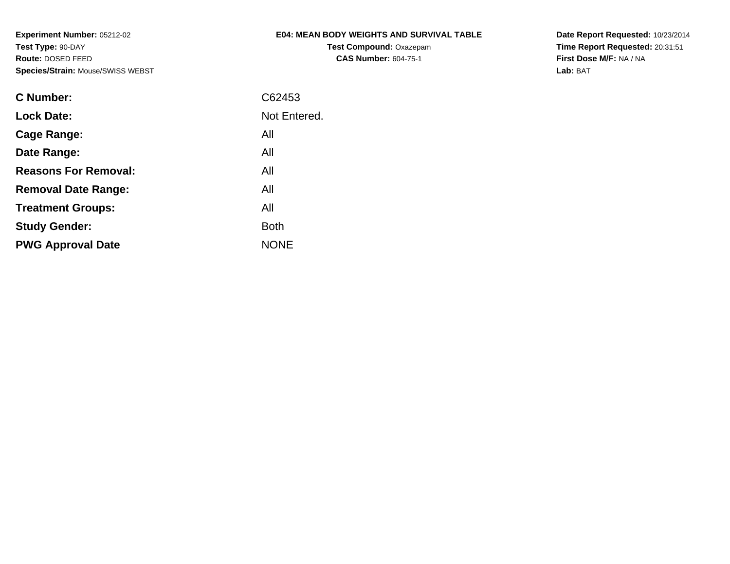**Experiment Number:** 05212-02
**Test Type:** 90-DAY
**Route:** DOSED FEED
**Species/Strain:** Mouse/SWISS WEBST

**E04: MEAN BODY WEIGHTS AND SURVIVAL TABLE**
**Test Compound:** Oxazepam
**CAS Number:** 604-75-1

**Date Report Requested:** 10/23/2014
**Time Report Requested:** 20:31:51
**First Dose M/F:** NA / NA
**Lab:** BAT

| | |
|---|---|
| **C Number:** | C62453 |
| **Lock Date:** | Not Entered. |
| **Cage Range:** | All |
| **Date Range:** | All |
| **Reasons For Removal:** | All |
| **Removal Date Range:** | All |
| **Treatment Groups:** | All |
| **Study Gender:** | Both |
| **PWG Approval Date** | NONE |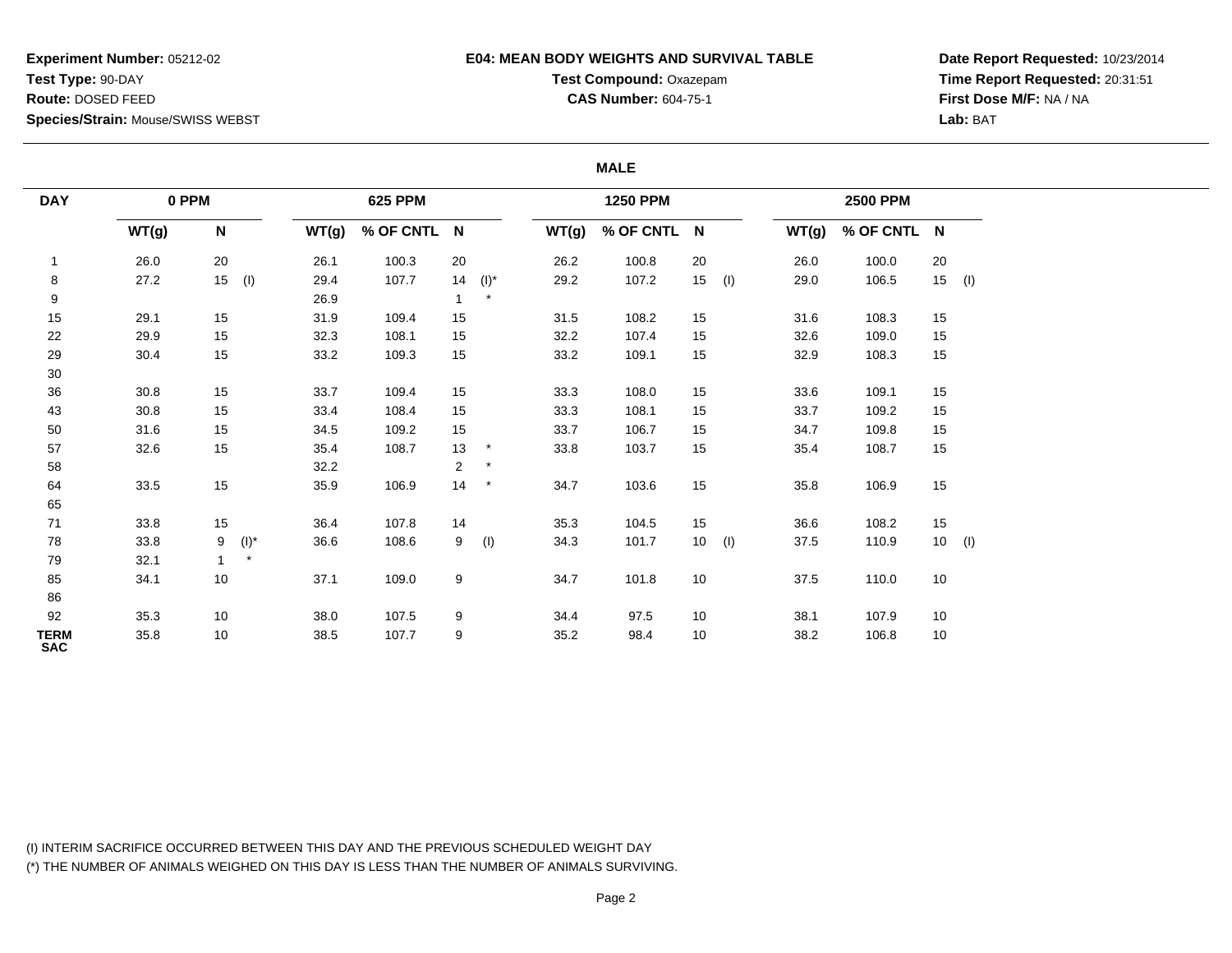**Experiment Number:** 05212-02
**Test Type:** 90-DAY
**Route:** DOSED FEED
**Species/Strain:** Mouse/SWISS WEBST

**E04: MEAN BODY WEIGHTS AND SURVIVAL TABLE**
**Test Compound:** Oxazepam
**CAS Number:** 604-75-1

**Date Report Requested:** 10/23/2014
**Time Report Requested:** 20:31:51
**First Dose M/F:** NA / NA
**Lab:** BAT

**MALE**

| DAY | 0 PPM | | | 625 PPM | | | | 1250 PPM | | | | 2500 PPM | | | |
|---|---|---|---|---|---|---|---|---|---|---|---|---|---|---|---|
| | WT(g) | N | | WT(g) | % OF CNTL | N | | WT(g) | % OF CNTL | N | | WT(g) | % OF CNTL | N | |
| 1 | 26.0 | 20 | | 26.1 | 100.3 | 20 | | 26.2 | 100.8 | 20 | | 26.0 | 100.0 | 20 | |
| 8 | 27.2 | 15 | (I) | 29.4 | 107.7 | 14 | (I)* | 29.2 | 107.2 | 15 | (I) | 29.0 | 106.5 | 15 | (I) |
| 9 | | | | 26.9 | | 1 | * | | | | | | | | |
| 15 | 29.1 | 15 | | 31.9 | 109.4 | 15 | | 31.5 | 108.2 | 15 | | 31.6 | 108.3 | 15 | |
| 22 | 29.9 | 15 | | 32.3 | 108.1 | 15 | | 32.2 | 107.4 | 15 | | 32.6 | 109.0 | 15 | |
| 29 | 30.4 | 15 | | 33.2 | 109.3 | 15 | | 33.2 | 109.1 | 15 | | 32.9 | 108.3 | 15 | |
| 30 | | | | | | | | | | | | | | | |
| 36 | 30.8 | 15 | | 33.7 | 109.4 | 15 | | 33.3 | 108.0 | 15 | | 33.6 | 109.1 | 15 | |
| 43 | 30.8 | 15 | | 33.4 | 108.4 | 15 | | 33.3 | 108.1 | 15 | | 33.7 | 109.2 | 15 | |
| 50 | 31.6 | 15 | | 34.5 | 109.2 | 15 | | 33.7 | 106.7 | 15 | | 34.7 | 109.8 | 15 | |
| 57 | 32.6 | 15 | | 35.4 | 108.7 | 13 | * | 33.8 | 103.7 | 15 | | 35.4 | 108.7 | 15 | |
| 58 | | | | 32.2 | | 2 | * | | | | | | | | |
| 64 | 33.5 | 15 | | 35.9 | 106.9 | 14 | * | 34.7 | 103.6 | 15 | | 35.8 | 106.9 | 15 | |
| 65 | | | | | | | | | | | | | | | |
| 71 | 33.8 | 15 | | 36.4 | 107.8 | 14 | | 35.3 | 104.5 | 15 | | 36.6 | 108.2 | 15 | |
| 78 | 33.8 | 9 | (I)* | 36.6 | 108.6 | 9 | (I) | 34.3 | 101.7 | 10 | (I) | 37.5 | 110.9 | 10 | (I) |
| 79 | 32.1 | 1 | * | | | | | | | | | | | | |
| 85 | 34.1 | 10 | | 37.1 | 109.0 | 9 | | 34.7 | 101.8 | 10 | | 37.5 | 110.0 | 10 | |
| 86 | | | | | | | | | | | | | | | |
| 92 | 35.3 | 10 | | 38.0 | 107.5 | 9 | | 34.4 | 97.5 | 10 | | 38.1 | 107.9 | 10 | |
| TERM SAC | 35.8 | 10 | | 38.5 | 107.7 | 9 | | 35.2 | 98.4 | 10 | | 38.2 | 106.8 | 10 | |

(I) INTERIM SACRIFICE OCCURRED BETWEEN THIS DAY AND THE PREVIOUS SCHEDULED WEIGHT DAY
(*) THE NUMBER OF ANIMALS WEIGHED ON THIS DAY IS LESS THAN THE NUMBER OF ANIMALS SURVIVING.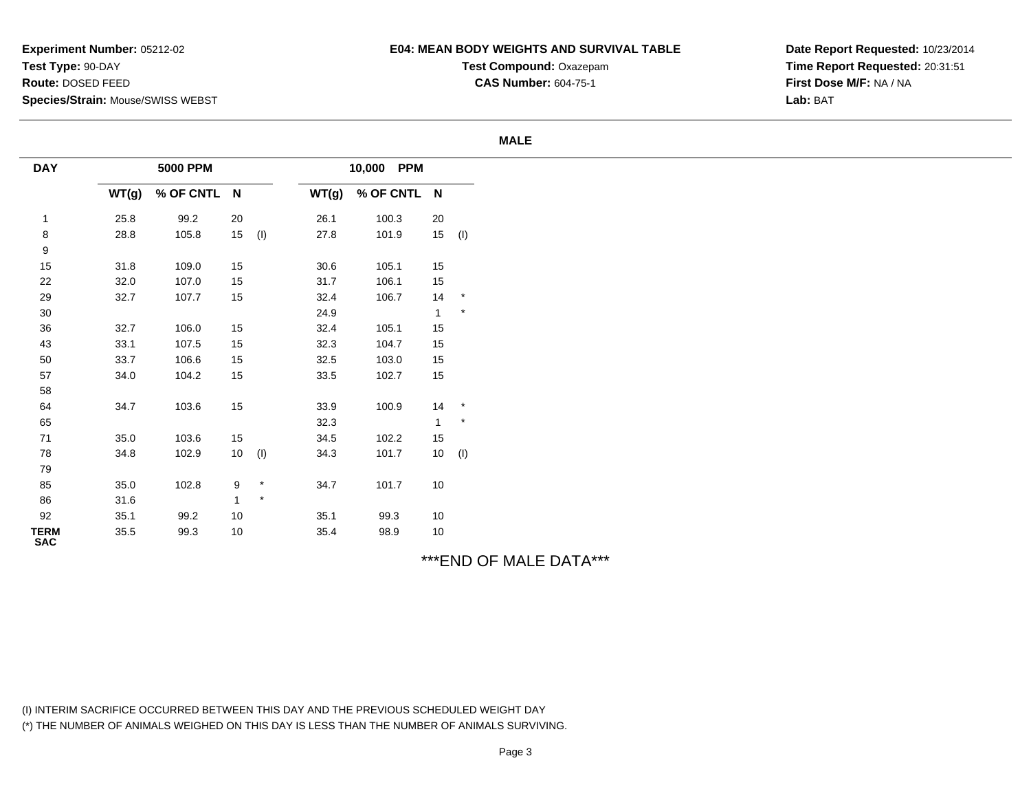**Experiment Number:** 05212-02
**Test Type:** 90-DAY
**Route:** DOSED FEED
**Species/Strain:** Mouse/SWISS WEBST

**E04: MEAN BODY WEIGHTS AND SURVIVAL TABLE**
**Test Compound:** Oxazepam
**CAS Number:** 604-75-1

**Date Report Requested:** 10/23/2014
**Time Report Requested:** 20:31:51
**First Dose M/F:** NA / NA
**Lab:** BAT

**MALE**

| DAY | 5000 PPM | | | | 10,000 PPM | | | |
|---|---|---|---|---|---|---|---|---|
| | WT(g) | % OF CNTL | N | | WT(g) | % OF CNTL | N | |
| 1 | 25.8 | 99.2 | 20 | | 26.1 | 100.3 | 20 | |
| 8 | 28.8 | 105.8 | 15 | (I) | 27.8 | 101.9 | 15 | (I) |
| 9 | | | | | | | | |
| 15 | 31.8 | 109.0 | 15 | | 30.6 | 105.1 | 15 | |
| 22 | 32.0 | 107.0 | 15 | | 31.7 | 106.1 | 15 | |
| 29 | 32.7 | 107.7 | 15 | | 32.4 | 106.7 | 14 | * |
| 30 | | | | | 24.9 | | 1 | * |
| 36 | 32.7 | 106.0 | 15 | | 32.4 | 105.1 | 15 | |
| 43 | 33.1 | 107.5 | 15 | | 32.3 | 104.7 | 15 | |
| 50 | 33.7 | 106.6 | 15 | | 32.5 | 103.0 | 15 | |
| 57 | 34.0 | 104.2 | 15 | | 33.5 | 102.7 | 15 | |
| 58 | | | | | | | | |
| 64 | 34.7 | 103.6 | 15 | | 33.9 | 100.9 | 14 | * |
| 65 | | | | | 32.3 | | 1 | * |
| 71 | 35.0 | 103.6 | 15 | | 34.5 | 102.2 | 15 | |
| 78 | 34.8 | 102.9 | 10 | (I) | 34.3 | 101.7 | 10 | (I) |
| 79 | | | | | | | | |
| 85 | 35.0 | 102.8 | 9 | * | 34.7 | 101.7 | 10 | |
| 86 | 31.6 | | 1 | * | | | | |
| 92 | 35.1 | 99.2 | 10 | | 35.1 | 99.3 | 10 | |
| TERM SAC | 35.5 | 99.3 | 10 | | 35.4 | 98.9 | 10 | |

***END OF MALE DATA***

(I) INTERIM SACRIFICE OCCURRED BETWEEN THIS DAY AND THE PREVIOUS SCHEDULED WEIGHT DAY
(*) THE NUMBER OF ANIMALS WEIGHED ON THIS DAY IS LESS THAN THE NUMBER OF ANIMALS SURVIVING.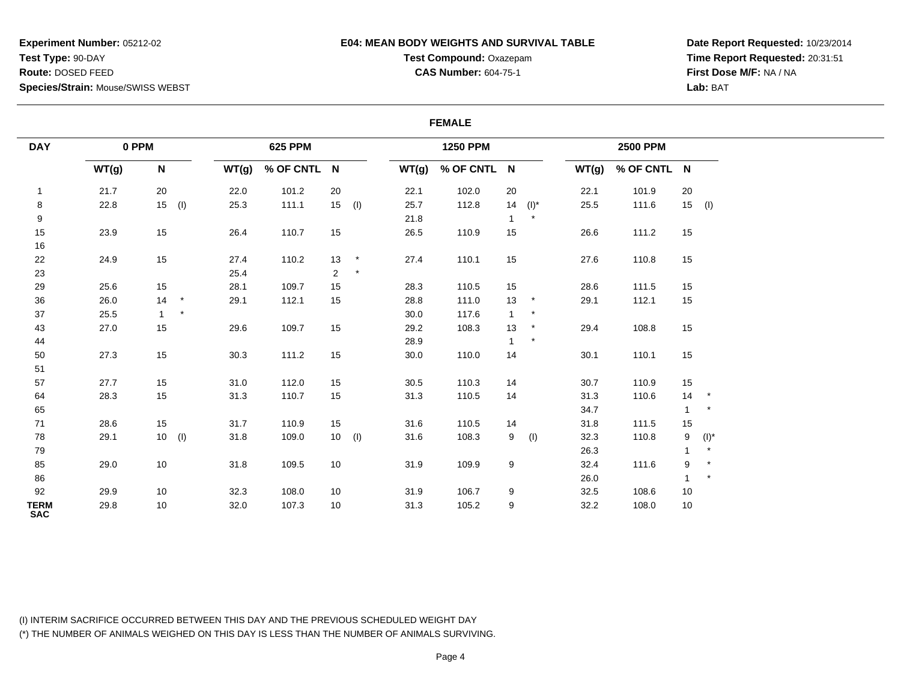**Experiment Number:** 05212-02
**Test Type:** 90-DAY
**Route:** DOSED FEED
**Species/Strain:** Mouse/SWISS WEBST

**E04: MEAN BODY WEIGHTS AND SURVIVAL TABLE**
**Test Compound:** Oxazepam
**CAS Number:** 604-75-1

**Date Report Requested:** 10/23/2014
**Time Report Requested:** 20:31:51
**First Dose M/F:** NA / NA
**Lab:** BAT

**FEMALE**

| DAY | 0 PPM | | 625 PPM | | | 1250 PPM | | | 2500 PPM | | |
|---|---|---|---|---|---|---|---|---|---|---|---|
| | WT(g) | N | WT(g) | % OF CNTL | N | WT(g) | % OF CNTL | N | WT(g) | % OF CNTL | N |
| 1 | 21.7 | 20 | 22.0 | 101.2 | 20 | 22.1 | 102.0 | 20 | 22.1 | 101.9 | 20 |
| 8 | 22.8 | 15 (I) | 25.3 | 111.1 | 15 (I) | 25.7 | 112.8 | 14 (I)* | 25.5 | 111.6 | 15 (I) |
| 9 | | | | | | 21.8 | | 1 * | | | |
| 15 | 23.9 | 15 | 26.4 | 110.7 | 15 | 26.5 | 110.9 | 15 | 26.6 | 111.2 | 15 |
| 16 | | | | | | | | | | | |
| 22 | 24.9 | 15 | 27.4 | 110.2 | 13 * | 27.4 | 110.1 | 15 | 27.6 | 110.8 | 15 |
| 23 | | | 25.4 | | 2 * | | | | | | |
| 29 | 25.6 | 15 | 28.1 | 109.7 | 15 | 28.3 | 110.5 | 15 | 28.6 | 111.5 | 15 |
| 36 | 26.0 | 14 * | 29.1 | 112.1 | 15 | 28.8 | 111.0 | 13 * | 29.1 | 112.1 | 15 |
| 37 | 25.5 | 1 * | | | | 30.0 | 117.6 | 1 * | | | |
| 43 | 27.0 | 15 | 29.6 | 109.7 | 15 | 29.2 | 108.3 | 13 * | 29.4 | 108.8 | 15 |
| 44 | | | | | | 28.9 | | 1 * | | | |
| 50 | 27.3 | 15 | 30.3 | 111.2 | 15 | 30.0 | 110.0 | 14 | 30.1 | 110.1 | 15 |
| 51 | | | | | | | | | | | |
| 57 | 27.7 | 15 | 31.0 | 112.0 | 15 | 30.5 | 110.3 | 14 | 30.7 | 110.9 | 15 |
| 64 | 28.3 | 15 | 31.3 | 110.7 | 15 | 31.3 | 110.5 | 14 | 31.3 | 110.6 | 14 * |
| 65 | | | | | | | | | 34.7 | | 1 * |
| 71 | 28.6 | 15 | 31.7 | 110.9 | 15 | 31.6 | 110.5 | 14 | 31.8 | 111.5 | 15 |
| 78 | 29.1 | 10 (I) | 31.8 | 109.0 | 10 (I) | 31.6 | 108.3 | 9 (I) | 32.3 | 110.8 | 9 (I)* |
| 79 | | | | | | | | | 26.3 | | 1 * |
| 85 | 29.0 | 10 | 31.8 | 109.5 | 10 | 31.9 | 109.9 | 9 | 32.4 | 111.6 | 9 * |
| 86 | | | | | | | | | 26.0 | | 1 * |
| 92 | 29.9 | 10 | 32.3 | 108.0 | 10 | 31.9 | 106.7 | 9 | 32.5 | 108.6 | 10 |
| TERM SAC | 29.8 | 10 | 32.0 | 107.3 | 10 | 31.3 | 105.2 | 9 | 32.2 | 108.0 | 10 |

(I) INTERIM SACRIFICE OCCURRED BETWEEN THIS DAY AND THE PREVIOUS SCHEDULED WEIGHT DAY

(*) THE NUMBER OF ANIMALS WEIGHED ON THIS DAY IS LESS THAN THE NUMBER OF ANIMALS SURVIVING.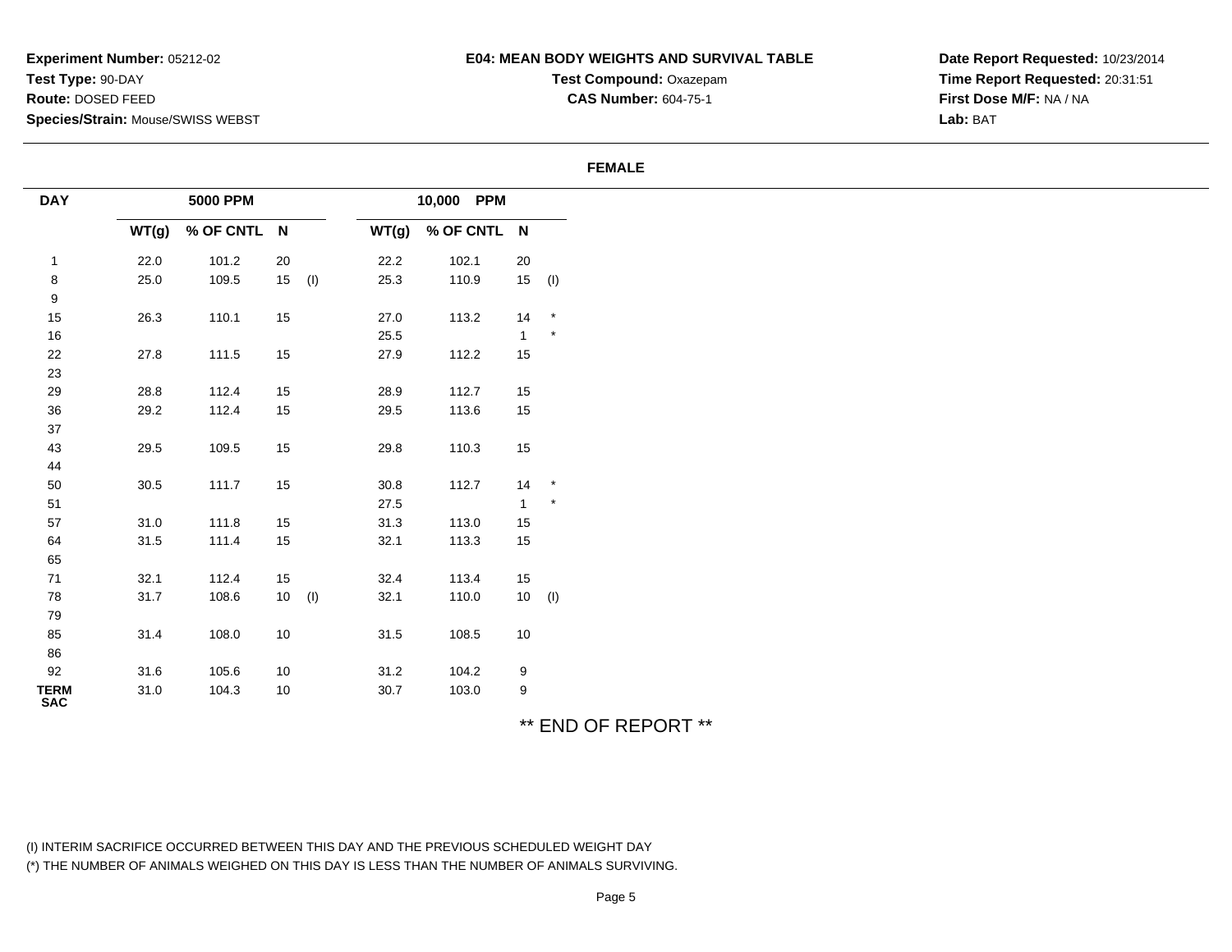**Experiment Number:** 05212-02
**Test Type:** 90-DAY
**Route:** DOSED FEED
**Species/Strain:** Mouse/SWISS WEBST

**E04: MEAN BODY WEIGHTS AND SURVIVAL TABLE**
**Test Compound:** Oxazepam
**CAS Number:** 604-75-1

**Date Report Requested:** 10/23/2014
**Time Report Requested:** 20:31:51
**First Dose M/F:** NA / NA
**Lab:** BAT

**FEMALE**

| DAY | 5000 PPM | | | | 10,000 PPM | | | |
|---|---|---|---|---|---|---|---|---|
| | WT(g) | % OF CNTL | N | | WT(g) | % OF CNTL | N | |
| 1 | 22.0 | 101.2 | 20 | | 22.2 | 102.1 | 20 | |
| 8 | 25.0 | 109.5 | 15 | (I) | 25.3 | 110.9 | 15 | (I) |
| 9 | | | | | | | | |
| 15 | 26.3 | 110.1 | 15 | | 27.0 | 113.2 | 14 | * |
| 16 | | | | | 25.5 | | 1 | * |
| 22 | 27.8 | 111.5 | 15 | | 27.9 | 112.2 | 15 | |
| 23 | | | | | | | | |
| 29 | 28.8 | 112.4 | 15 | | 28.9 | 112.7 | 15 | |
| 36 | 29.2 | 112.4 | 15 | | 29.5 | 113.6 | 15 | |
| 37 | | | | | | | | |
| 43 | 29.5 | 109.5 | 15 | | 29.8 | 110.3 | 15 | |
| 44 | | | | | | | | |
| 50 | 30.5 | 111.7 | 15 | | 30.8 | 112.7 | 14 | * |
| 51 | | | | | 27.5 | | 1 | * |
| 57 | 31.0 | 111.8 | 15 | | 31.3 | 113.0 | 15 | |
| 64 | 31.5 | 111.4 | 15 | | 32.1 | 113.3 | 15 | |
| 65 | | | | | | | | |
| 71 | 32.1 | 112.4 | 15 | | 32.4 | 113.4 | 15 | |
| 78 | 31.7 | 108.6 | 10 | (I) | 32.1 | 110.0 | 10 | (I) |
| 79 | | | | | | | | |
| 85 | 31.4 | 108.0 | 10 | | 31.5 | 108.5 | 10 | |
| 86 | | | | | | | | |
| 92 | 31.6 | 105.6 | 10 | | 31.2 | 104.2 | 9 | |
| TERM SAC | 31.0 | 104.3 | 10 | | 30.7 | 103.0 | 9 | |

** END OF REPORT **

(I) INTERIM SACRIFICE OCCURRED BETWEEN THIS DAY AND THE PREVIOUS SCHEDULED WEIGHT DAY
(*) THE NUMBER OF ANIMALS WEIGHED ON THIS DAY IS LESS THAN THE NUMBER OF ANIMALS SURVIVING.